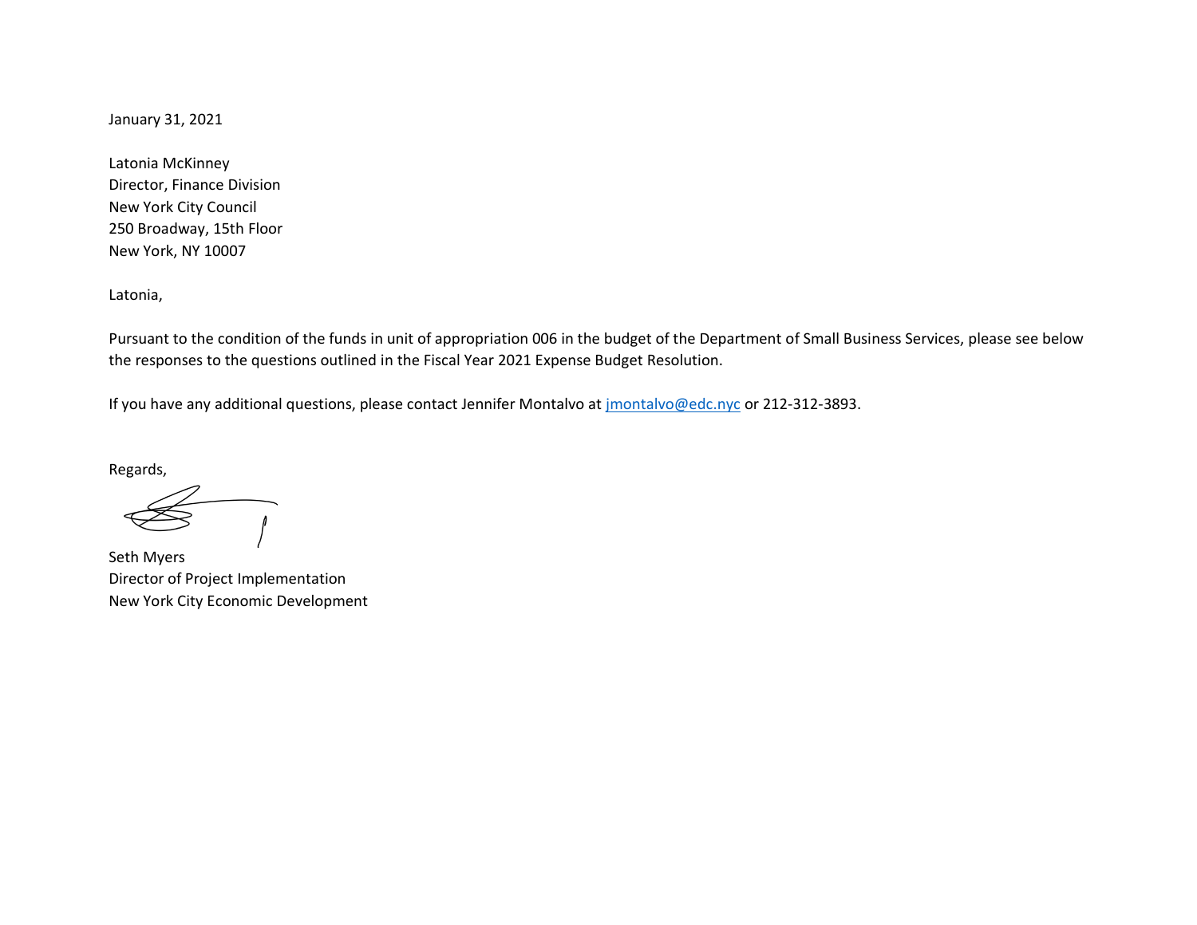January 31, 2021

Latonia McKinney
Director, Finance Division
New York City Council
250 Broadway, 15th Floor
New York, NY 10007

Latonia,

Pursuant to the condition of the funds in unit of appropriation 006 in the budget of the Department of Small Business Services, please see below the responses to the questions outlined in the Fiscal Year 2021 Expense Budget Resolution.

If you have any additional questions, please contact Jennifer Montalvo at [jmontalvo@edc.nyc](mailto:jmontalvo@edc.nyc) or 212-312-3893.

Regards,

Seth Myers
Director of Project Implementation
New York City Economic Development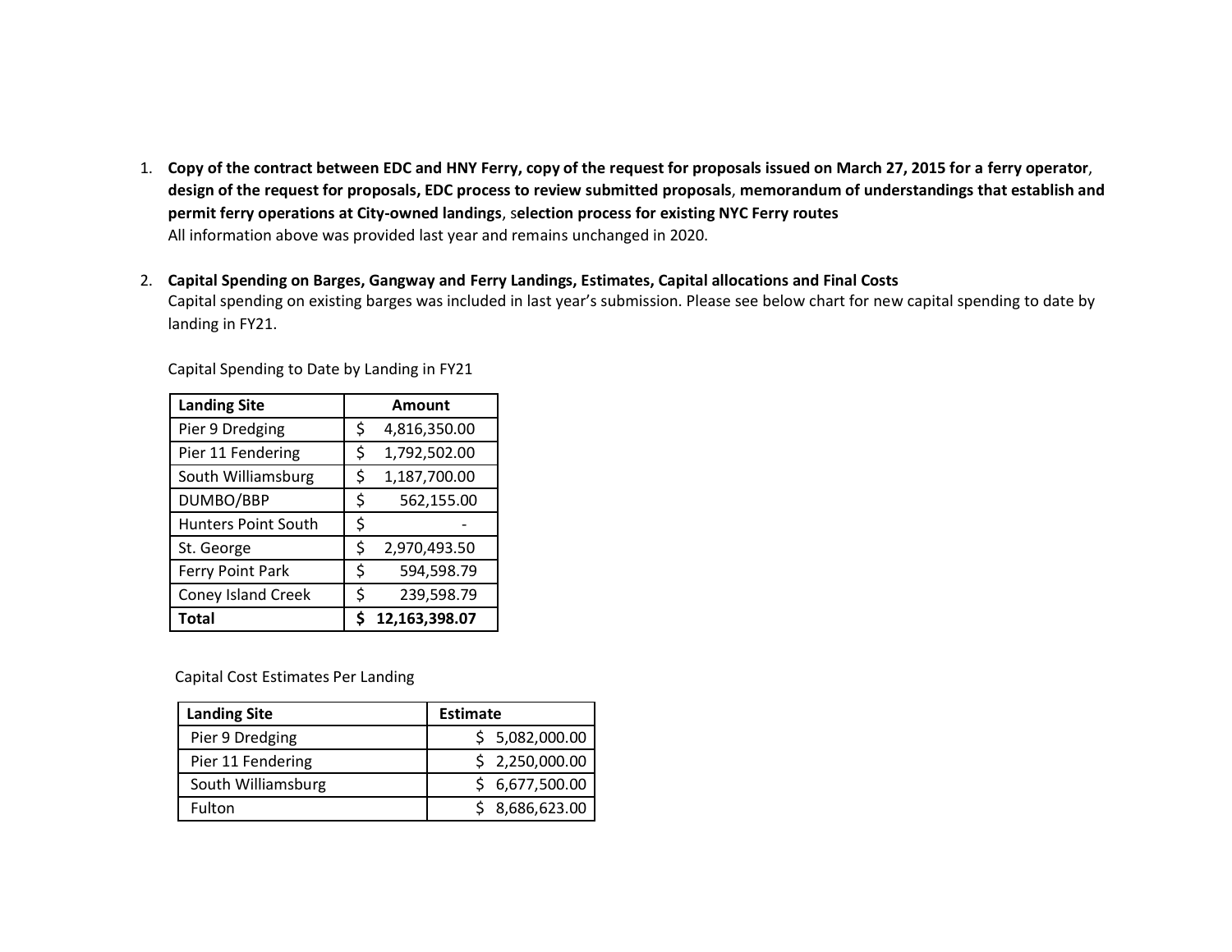1. **Copy of the contract between EDC and HNY Ferry, copy of the request for proposals issued on March 27, 2015 for a ferry operator**, **design of the request for proposals, EDC process to review submitted proposals**, **memorandum of understandings that establish and permit ferry operations at City-owned landings**, s**election process for existing NYC Ferry routes**
   All information above was provided last year and remains unchanged in 2020.

2. **Capital Spending on Barges, Gangway and Ferry Landings, Estimates, Capital allocations and Final Costs**
   Capital spending on existing barges was included in last year's submission. Please see below chart for new capital spending to date by landing in FY21.

Capital Spending to Date by Landing in FY21

| Landing Site | Amount |
|---|---|
| Pier 9 Dredging | $ 4,816,350.00 |
| Pier 11 Fendering | $ 1,792,502.00 |
| South Williamsburg | $ 1,187,700.00 |
| DUMBO/BBP | $ 562,155.00 |
| Hunters Point South | $ - |
| St. George | $ 2,970,493.50 |
| Ferry Point Park | $ 594,598.79 |
| Coney Island Creek | $ 239,598.79 |
| **Total** | **$ 12,163,398.07** |

Capital Cost Estimates Per Landing

| Landing Site | Estimate |
|---|---|
| Pier 9 Dredging | $ 5,082,000.00 |
| Pier 11 Fendering | $ 2,250,000.00 |
| South Williamsburg | $ 6,677,500.00 |
| Fulton | $ 8,686,623.00 |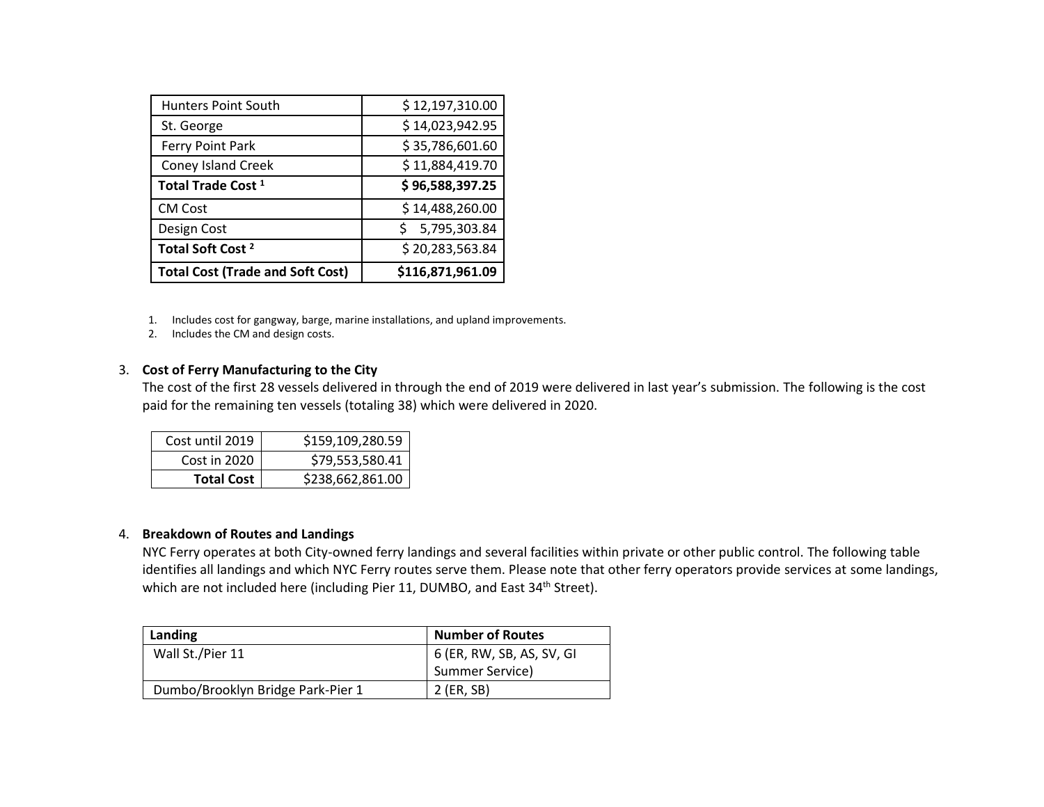| Hunters Point South | $ 12,197,310.00 |
| --- | --- |
| St. George | $ 14,023,942.95 |
| Ferry Point Park | $ 35,786,601.60 |
| Coney Island Creek | $ 11,884,419.70 |
| **Total Trade Cost [1]** | **$ 96,588,397.25** |
| CM Cost | $ 14,488,260.00 |
| Design Cost | $ 5,795,303.84 |
| **Total Soft Cost [2]** | $ 20,283,563.84 |
| **Total Cost (Trade and Soft Cost)** | **$116,871,961.09** |

1. Includes cost for gangway, barge, marine installations, and upland improvements.
2. Includes the CM and design costs.

3. **Cost of Ferry Manufacturing to the City**

The cost of the first 28 vessels delivered in through the end of 2019 were delivered in last year's submission. The following is the cost paid for the remaining ten vessels (totaling 38) which were delivered in 2020.

| Cost until 2019 | $159,109,280.59 |
| --- | --- |
| Cost in 2020 | $79,553,580.41 |
| **Total Cost** | $238,662,861.00 |

4. **Breakdown of Routes and Landings**

NYC Ferry operates at both City-owned ferry landings and several facilities within private or other public control. The following table identifies all landings and which NYC Ferry routes serve them. Please note that other ferry operators provide services at some landings, which are not included here (including Pier 11, DUMBO, and East 34th Street).

| Landing | Number of Routes |
| --- | --- |
| Wall St./Pier 11 | 6 (ER, RW, SB, AS, SV, GI Summer Service) |
| Dumbo/Brooklyn Bridge Park-Pier 1 | 2 (ER, SB) |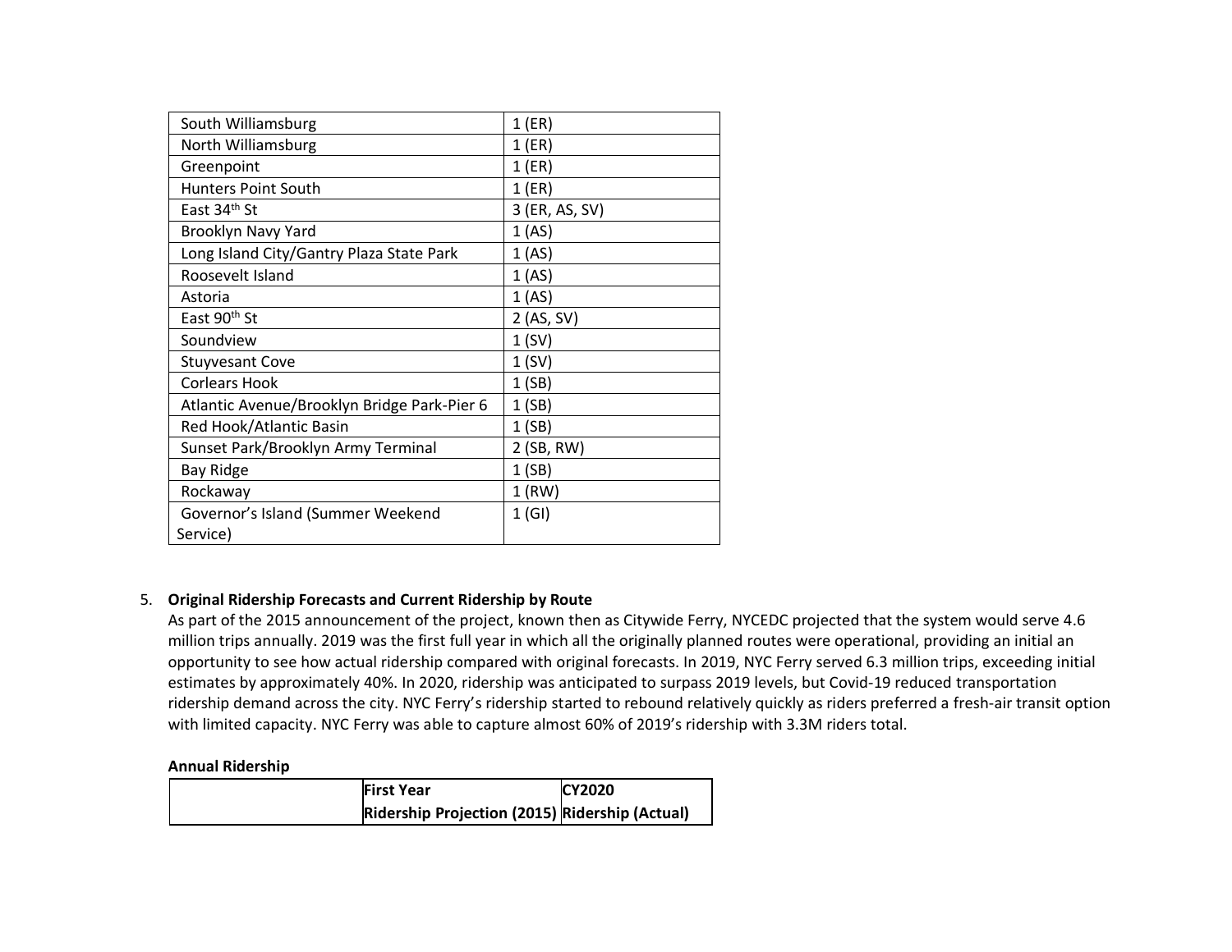| South Williamsburg | 1 (ER) |
|---|---|
| North Williamsburg | 1 (ER) |
| Greenpoint | 1 (ER) |
| Hunters Point South | 1 (ER) |
| East 34th St | 3 (ER, AS, SV) |
| Brooklyn Navy Yard | 1 (AS) |
| Long Island City/Gantry Plaza State Park | 1 (AS) |
| Roosevelt Island | 1 (AS) |
| Astoria | 1 (AS) |
| East 90th St | 2 (AS, SV) |
| Soundview | 1 (SV) |
| Stuyvesant Cove | 1 (SV) |
| Corlears Hook | 1 (SB) |
| Atlantic Avenue/Brooklyn Bridge Park-Pier 6 | 1 (SB) |
| Red Hook/Atlantic Basin | 1 (SB) |
| Sunset Park/Brooklyn Army Terminal | 2 (SB, RW) |
| Bay Ridge | 1 (SB) |
| Rockaway | 1 (RW) |
| Governor's Island (Summer Weekend Service) | 1 (GI) |

5. **Original Ridership Forecasts and Current Ridership by Route**
   As part of the 2015 announcement of the project, known then as Citywide Ferry, NYCEDC projected that the system would serve 4.6 million trips annually. 2019 was the first full year in which all the originally planned routes were operational, providing an initial an opportunity to see how actual ridership compared with original forecasts. In 2019, NYC Ferry served 6.3 million trips, exceeding initial estimates by approximately 40%. In 2020, ridership was anticipated to surpass 2019 levels, but Covid-19 reduced transportation ridership demand across the city. NYC Ferry's ridership started to rebound relatively quickly as riders preferred a fresh-air transit option with limited capacity. NYC Ferry was able to capture almost 60% of 2019's ridership with 3.3M riders total.

**Annual Ridership**

| | **First Year Ridership Projection (2015)** | **CY2020 Ridership (Actual)** |
|---|---|---|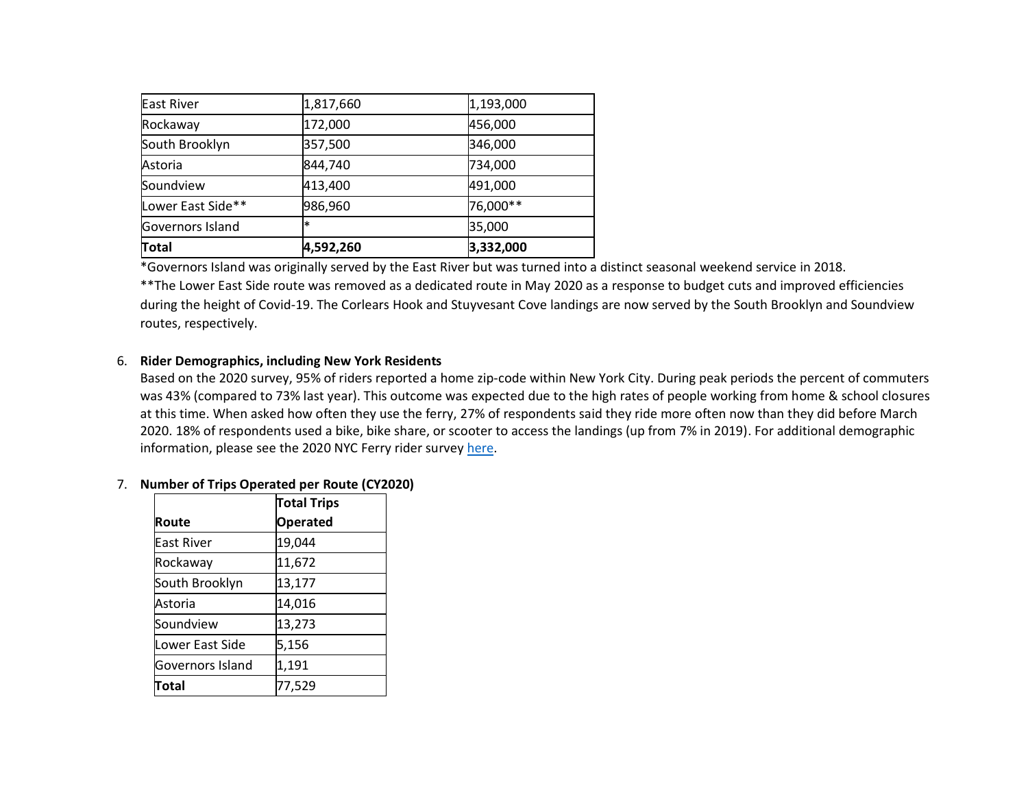| | | |
|---|---|---|
| East River | 1,817,660 | 1,193,000 |
| Rockaway | 172,000 | 456,000 |
| South Brooklyn | 357,500 | 346,000 |
| Astoria | 844,740 | 734,000 |
| Soundview | 413,400 | 491,000 |
| Lower East Side** | 986,960 | 76,000** |
| Governors Island | * | 35,000 |
| **Total** | **4,592,260** | **3,332,000** |

*Governors Island was originally served by the East River but was turned into a distinct seasonal weekend service in 2018.

**The Lower East Side route was removed as a dedicated route in May 2020 as a response to budget cuts and improved efficiencies during the height of Covid-19. The Corlears Hook and Stuyvesant Cove landings are now served by the South Brooklyn and Soundview routes, respectively.

6. **Rider Demographics, including New York Residents**

   Based on the 2020 survey, 95% of riders reported a home zip-code within New York City. During peak periods the percent of commuters was 43% (compared to 73% last year). This outcome was expected due to the high rates of people working from home & school closures at this time. When asked how often they use the ferry, 27% of respondents said they ride more often now than they did before March 2020. 18% of respondents used a bike, bike share, or scooter to access the landings (up from 7% in 2019). For additional demographic information, please see the 2020 NYC Ferry rider survey [here](#).

7. **Number of Trips Operated per Route (CY2020)**

| Route | Total Trips Operated |
|---|---|
| East River | 19,044 |
| Rockaway | 11,672 |
| South Brooklyn | 13,177 |
| Astoria | 14,016 |
| Soundview | 13,273 |
| Lower East Side | 5,156 |
| Governors Island | 1,191 |
| **Total** | 77,529 |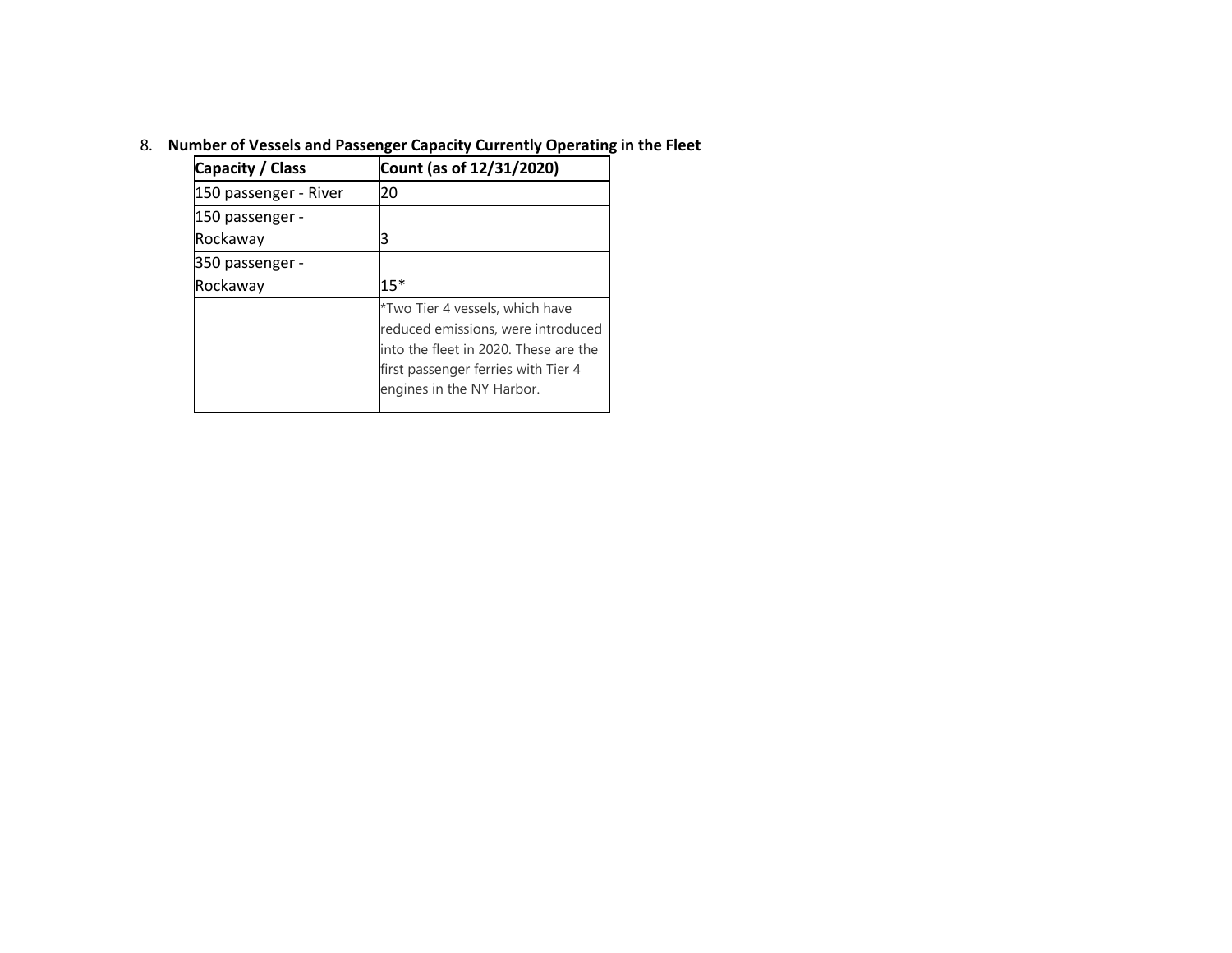8. **Number of Vessels and Passenger Capacity Currently Operating in the Fleet**

| Capacity / Class | Count (as of 12/31/2020) |
|---|---|
| 150 passenger - River | 20 |
| 150 passenger - Rockaway | 3 |
| 350 passenger - Rockaway | 15* |
| | *Two Tier 4 vessels, which have reduced emissions, were introduced into the fleet in 2020. These are the first passenger ferries with Tier 4 engines in the NY Harbor. |